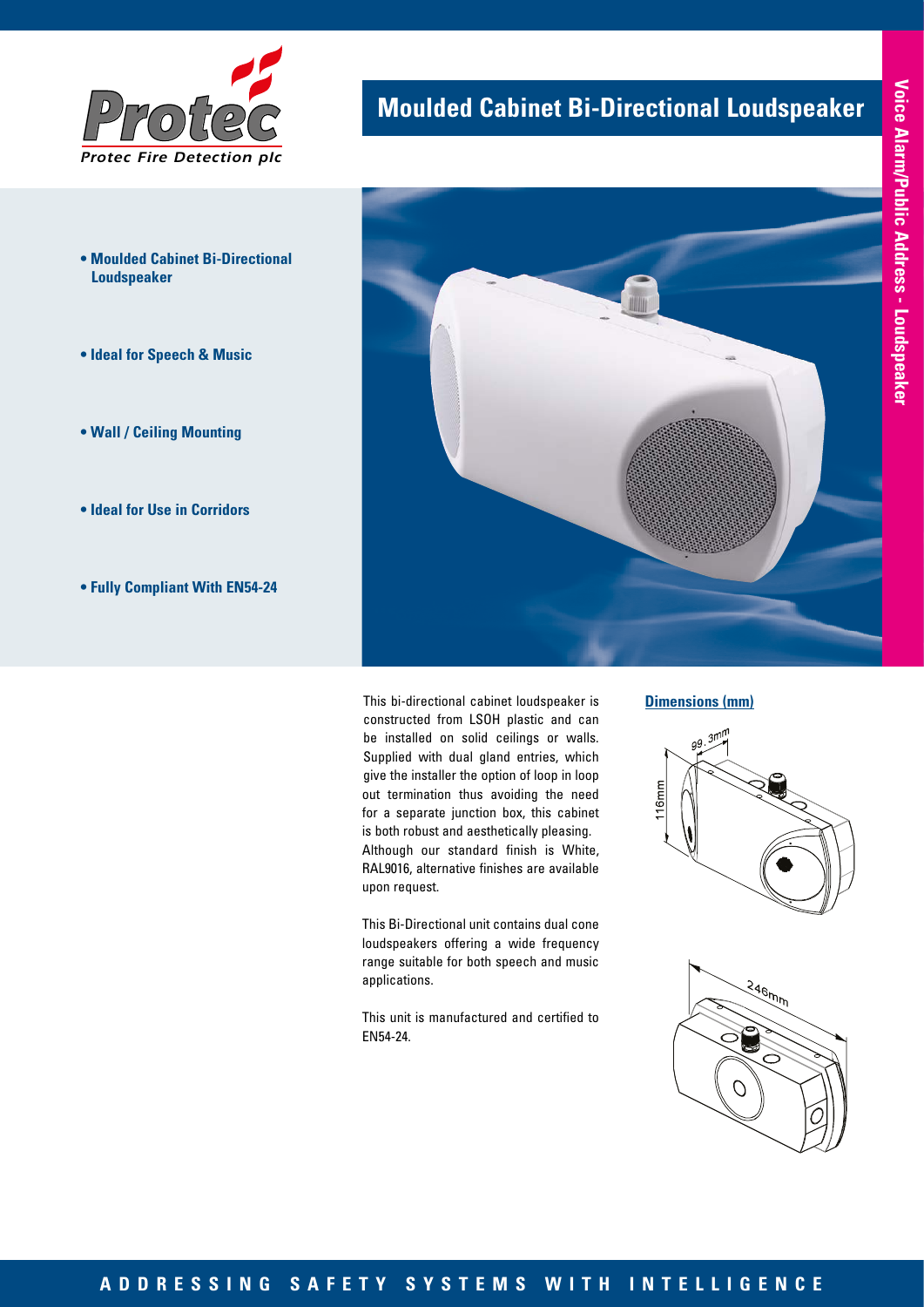Protec Fire Detection plc

# Moulded Cabinet Bi-Directional Loudspeaker

Voice Alarm/Public Address - Loudspeaker

- **Moulded Cabinet Bi-Directional Loudspeaker**
- **Ideal for Speech & Music**
- **Wall / Ceiling Mounting**
- **Ideal for Use in Corridors**
- **Fully Compliant With EN54-24**

This bi-directional cabinet loudspeaker is constructed from LSOH plastic and can be installed on solid ceilings or walls. Supplied with dual gland entries, which give the installer the option of loop in loop out termination thus avoiding the need for a separate junction box, this cabinet is both robust and aesthetically pleasing. Although our standard finish is White, RAL9016, alternative finishes are available upon request.

This Bi-Directional unit contains dual cone loudspeakers offering a wide frequency range suitable for both speech and music applications.

This unit is manufactured and certified to EN54-24.

**Dimensions (mm)**

99.3mm

116mm

246mm

ADDRESSING SAFETY SYSTEMS WITH INTELLIGENCE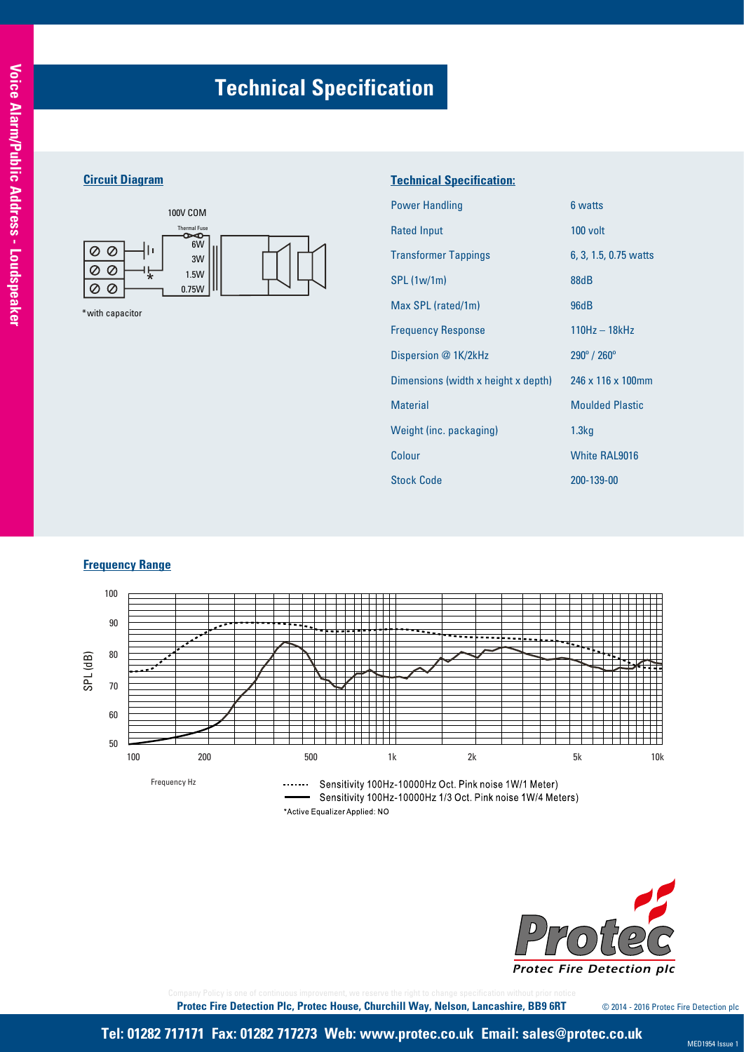# Technical Specification

## Circuit Diagram

100V COM

Thermal Fuse

6W

3W

1.5W

0.75W

*with capacitor

## Technical Specification:

| | |
|---|---|
| Power Handling | 6 watts |
| Rated Input | 100 volt |
| Transformer Tappings | 6, 3, 1.5, 0.75 watts |
| SPL (1w/1m) | 88dB |
| Max SPL (rated/1m) | 96dB |
| Frequency Response | 110Hz – 18kHz |
| Dispersion @ 1K/2kHz | 290º / 260º |
| Dimensions (width x height x depth) | 246 x 116 x 100mm |
| Material | Moulded Plastic |
| Weight (inc. packaging) | 1.3kg |
| Colour | White RAL9016 |
| Stock Code | 200-139-00 |

## Frequency Range

SPL (dB)

100
90
80
70
60
50

100 200 500 1k 2k 5k 10k

Frequency Hz

Sensitivity 100Hz-10000Hz Oct. Pink noise 1W/1 Meter)

Sensitivity 100Hz-10000Hz 1/3 Oct. Pink noise 1W/4 Meters)

*Active Equalizer Applied: NO

Protec Fire Detection plc

Company Policy is one of continuous improvement, we reserve the right to change specification without prior notice

**Protec Fire Detection Plc, Protec House, Churchill Way, Nelson, Lancashire, BB9 6RT**

© 2014 - 2016 Protec Fire Detection plc

**Tel: 01282 717171 Fax: 01282 717273 Web: www.protec.co.uk Email: sales@protec.co.uk**

MED1954 Issue 1